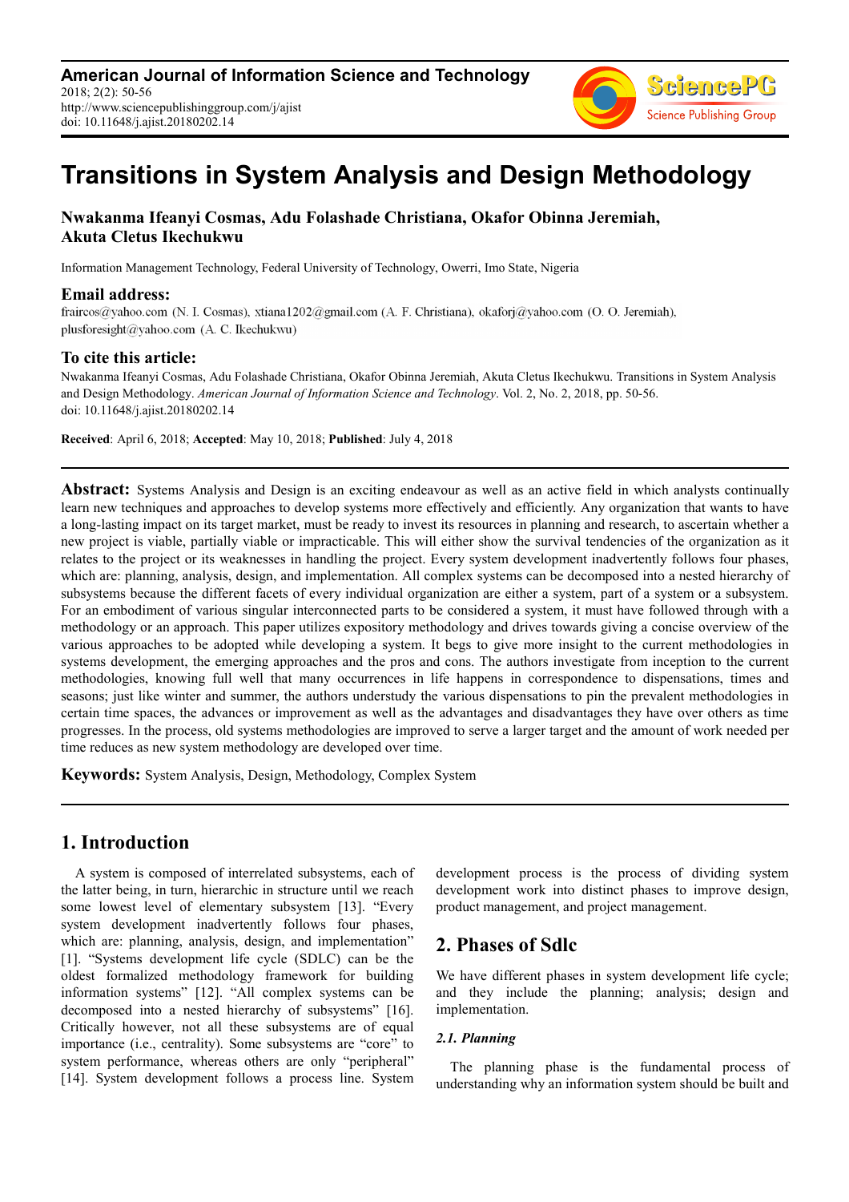# Transitions in System Analysis and Design Methodology

**Nwakanma Ifeanyi Cosmas, Adu Folashade Christiana, Okafor Obinna Jeremiah, Akuta Cletus Ikechukwu**

Information Management Technology, Federal University of Technology, Owerri, Imo State, Nigeria

### Email address:

fraircos@yahoo.com (N. I. Cosmas), xtiana1202@gmail.com (A. F. Christiana), okaforj@yahoo.com (O. O. Jeremiah), plusforesight@yahoo.com (A. C. Ikechukwu)

### To cite this article:

Nwakanma Ifeanyi Cosmas, Adu Folashade Christiana, Okafor Obinna Jeremiah, Akuta Cletus Ikechukwu. Transitions in System Analysis and Design Methodology. *American Journal of Information Science and Technology*. Vol. 2, No. 2, 2018, pp. 50-56. doi: 10.11648/j.ajist.20180202.14

**Received**: April 6, 2018; **Accepted**: May 10, 2018; **Published**: July 4, 2018

---

**Abstract:** Systems Analysis and Design is an exciting endeavour as well as an active field in which analysts continually learn new techniques and approaches to develop systems more effectively and efficiently. Any organization that wants to have a long-lasting impact on its target market, must be ready to invest its resources in planning and research, to ascertain whether a new project is viable, partially viable or impracticable. This will either show the survival tendencies of the organization as it relates to the project or its weaknesses in handling the project. Every system development inadvertently follows four phases, which are: planning, analysis, design, and implementation. All complex systems can be decomposed into a nested hierarchy of subsystems because the different facets of every individual organization are either a system, part of a system or a subsystem. For an embodiment of various singular interconnected parts to be considered a system, it must have followed through with a methodology or an approach. This paper utilizes expository methodology and drives towards giving a concise overview of the various approaches to be adopted while developing a system. It begs to give more insight to the current methodologies in systems development, the emerging approaches and the pros and cons. The authors investigate from inception to the current methodologies, knowing full well that many occurrences in life happens in correspondence to dispensations, times and seasons; just like winter and summer, the authors understudy the various dispensations to pin the prevalent methodologies in certain time spaces, the advances or improvement as well as the advantages and disadvantages they have over others as time progresses. In the process, old systems methodologies are improved to serve a larger target and the amount of work needed per time reduces as new system methodology are developed over time.

**Keywords:** System Analysis, Design, Methodology, Complex System

---

## 1. Introduction

A system is composed of interrelated subsystems, each of the latter being, in turn, hierarchic in structure until we reach some lowest level of elementary subsystem [13]. "Every system development inadvertently follows four phases, which are: planning, analysis, design, and implementation" [1]. "Systems development life cycle (SDLC) can be the oldest formalized methodology framework for building information systems" [12]. "All complex systems can be decomposed into a nested hierarchy of subsystems" [16]. Critically however, not all these subsystems are of equal importance (i.e., centrality). Some subsystems are "core" to system performance, whereas others are only "peripheral" [14]. System development follows a process line. System development process is the process of dividing system development work into distinct phases to improve design, product management, and project management.

## 2. Phases of Sdlc

We have different phases in system development life cycle; and they include the planning; analysis; design and implementation.

### *2.1. Planning*

The planning phase is the fundamental process of understanding why an information system should be built and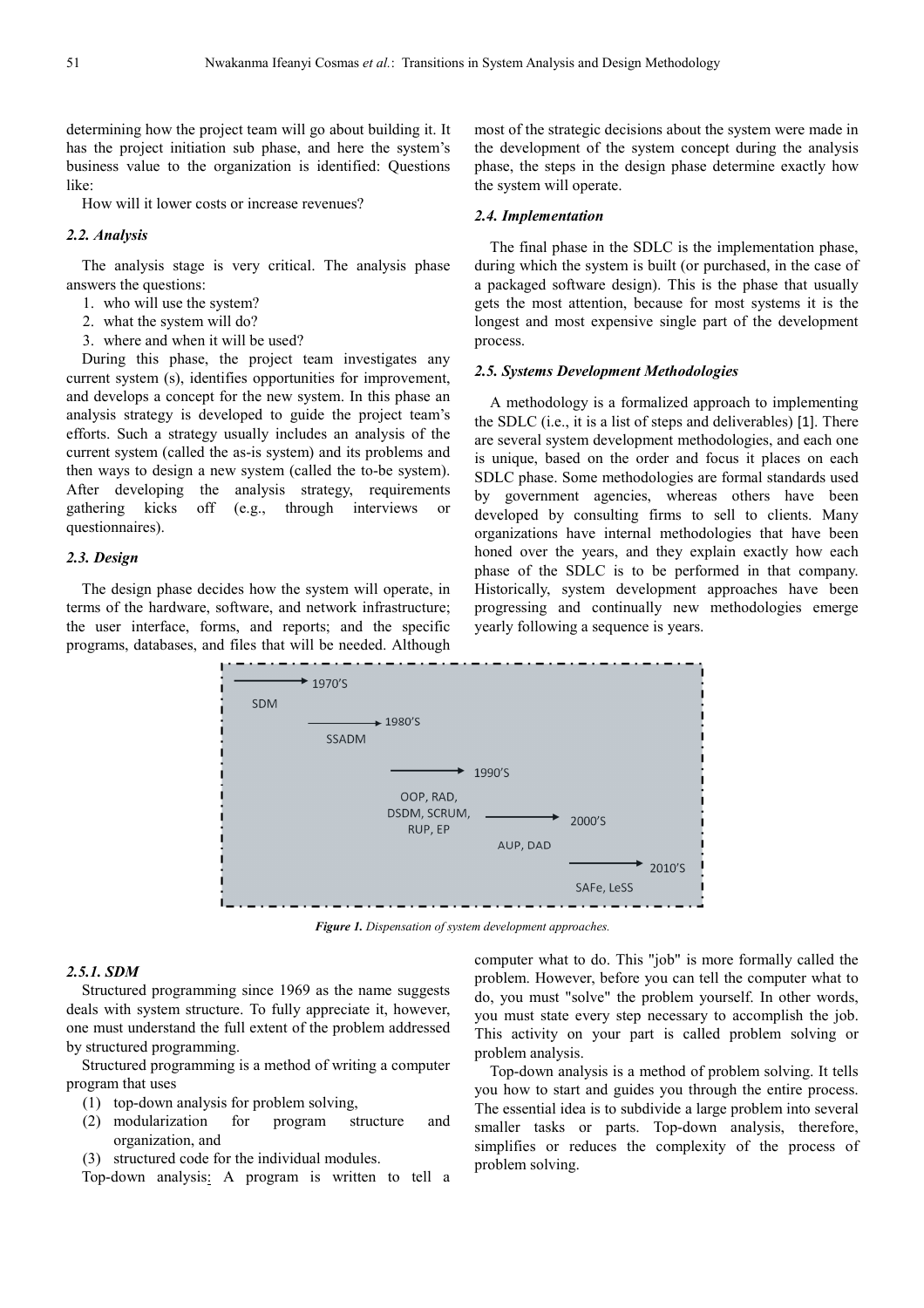determining how the project team will go about building it. It has the project initiation sub phase, and here the system's business value to the organization is identified: Questions like:

How will it lower costs or increase revenues?

### 2.2. Analysis

The analysis stage is very critical. The analysis phase answers the questions:

1. who will use the system?
2. what the system will do?
3. where and when it will be used?

During this phase, the project team investigates any current system (s), identifies opportunities for improvement, and develops a concept for the new system. In this phase an analysis strategy is developed to guide the project team's efforts. Such a strategy usually includes an analysis of the current system (called the as-is system) and its problems and then ways to design a new system (called the to-be system). After developing the analysis strategy, requirements gathering kicks off (e.g., through interviews or questionnaires).

### 2.3. Design

The design phase decides how the system will operate, in terms of the hardware, software, and network infrastructure; the user interface, forms, and reports; and the specific programs, databases, and files that will be needed. Although most of the strategic decisions about the system were made in the development of the system concept during the analysis phase, the steps in the design phase determine exactly how the system will operate.

### 2.4. Implementation

The final phase in the SDLC is the implementation phase, during which the system is built (or purchased, in the case of a packaged software design). This is the phase that usually gets the most attention, because for most systems it is the longest and most expensive single part of the development process.

### 2.5. Systems Development Methodologies

A methodology is a formalized approach to implementing the SDLC (i.e., it is a list of steps and deliverables) [1]. There are several system development methodologies, and each one is unique, based on the order and focus it places on each SDLC phase. Some methodologies are formal standards used by government agencies, whereas others have been developed by consulting firms to sell to clients. Many organizations have internal methodologies that have been honed over the years, and they explain exactly how each phase of the SDLC is to be performed in that company. Historically, system development approaches have been progressing and continually new methodologies emerge yearly following a sequence is years.

| Approach | Period |
| --- | --- |
| SDM | 1970'S |
| SSADM | 1980'S |
| OOP, RAD, DSDM, SCRUM, RUP, EP | 1990'S |
| AUP, DAD | 2000'S |
| SAFe, LeSS | 2010'S |

*Figure 1. Dispensation of system development approaches.*

#### 2.5.1. SDM

Structured programming since 1969 as the name suggests deals with system structure. To fully appreciate it, however, one must understand the full extent of the problem addressed by structured programming.

Structured programming is a method of writing a computer program that uses

(1) top-down analysis for problem solving,
(2) modularization for program structure and organization, and
(3) structured code for the individual modules.

Top-down analysis: A program is written to tell a computer what to do. This "job" is more formally called the problem. However, before you can tell the computer what to do, you must "solve" the problem yourself. In other words, you must state every step necessary to accomplish the job. This activity on your part is called problem solving or problem analysis.

Top-down analysis is a method of problem solving. It tells you how to start and guides you through the entire process. The essential idea is to subdivide a large problem into several smaller tasks or parts. Top-down analysis, therefore, simplifies or reduces the complexity of the process of problem solving.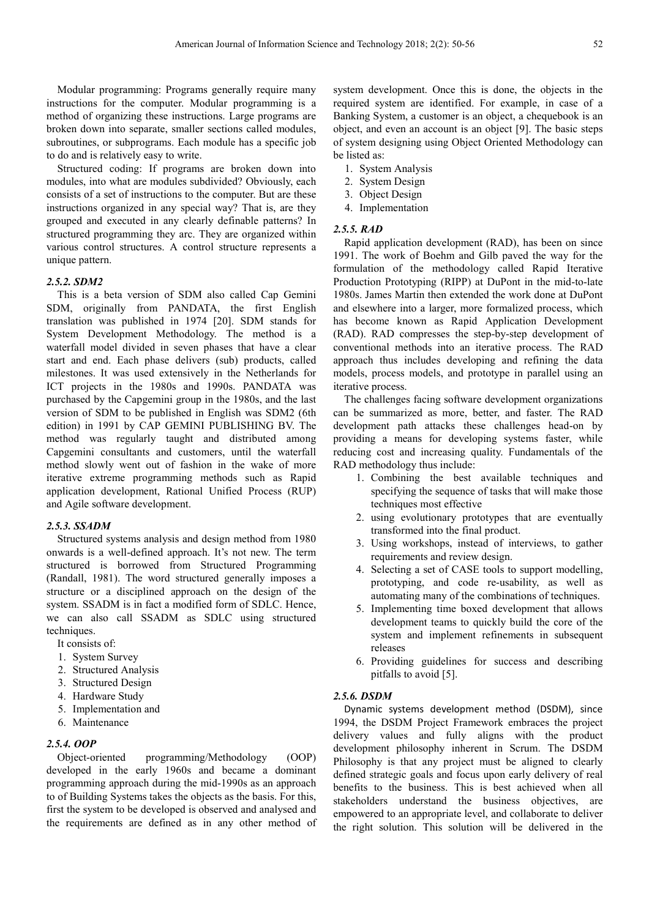Modular programming: Programs generally require many instructions for the computer. Modular programming is a method of organizing these instructions. Large programs are broken down into separate, smaller sections called modules, subroutines, or subprograms. Each module has a specific job to do and is relatively easy to write.

Structured coding: If programs are broken down into modules, into what are modules subdivided? Obviously, each consists of a set of instructions to the computer. But are these instructions organized in any special way? That is, are they grouped and executed in any clearly definable patterns? In structured programming they arc. They are organized within various control structures. A control structure represents a unique pattern.

### *2.5.2. SDM2*

This is a beta version of SDM also called Cap Gemini SDM, originally from PANDATA, the first English translation was published in 1974 [20]. SDM stands for System Development Methodology. The method is a waterfall model divided in seven phases that have a clear start and end. Each phase delivers (sub) products, called milestones. It was used extensively in the Netherlands for ICT projects in the 1980s and 1990s. PANDATA was purchased by the Capgemini group in the 1980s, and the last version of SDM to be published in English was SDM2 (6th edition) in 1991 by CAP GEMINI PUBLISHING BV. The method was regularly taught and distributed among Capgemini consultants and customers, until the waterfall method slowly went out of fashion in the wake of more iterative extreme programming methods such as Rapid application development, Rational Unified Process (RUP) and Agile software development.

### *2.5.3. SSADM*

Structured systems analysis and design method from 1980 onwards is a well-defined approach. It's not new. The term structured is borrowed from Structured Programming (Randall, 1981). The word structured generally imposes a structure or a disciplined approach on the design of the system. SSADM is in fact a modified form of SDLC. Hence, we can also call SSADM as SDLC using structured techniques.

It consists of:

1. System Survey
2. Structured Analysis
3. Structured Design
4. Hardware Study
5. Implementation and
6. Maintenance

### *2.5.4. OOP*

Object-oriented programming/Methodology (OOP) developed in the early 1960s and became a dominant programming approach during the mid-1990s as an approach to of Building Systems takes the objects as the basis. For this, first the system to be developed is observed and analysed and the requirements are defined as in any other method of system development. Once this is done, the objects in the required system are identified. For example, in case of a Banking System, a customer is an object, a chequebook is an object, and even an account is an object [9]. The basic steps of system designing using Object Oriented Methodology can be listed as:

1. System Analysis
2. System Design
3. Object Design
4. Implementation

### *2.5.5. RAD*

Rapid application development (RAD), has been on since 1991. The work of Boehm and Gilb paved the way for the formulation of the methodology called Rapid Iterative Production Prototyping (RIPP) at DuPont in the mid-to-late 1980s. James Martin then extended the work done at DuPont and elsewhere into a larger, more formalized process, which has become known as Rapid Application Development (RAD). RAD compresses the step-by-step development of conventional methods into an iterative process. The RAD approach thus includes developing and refining the data models, process models, and prototype in parallel using an iterative process.

The challenges facing software development organizations can be summarized as more, better, and faster. The RAD development path attacks these challenges head-on by providing a means for developing systems faster, while reducing cost and increasing quality. Fundamentals of the RAD methodology thus include:

1. Combining the best available techniques and specifying the sequence of tasks that will make those techniques most effective
2. using evolutionary prototypes that are eventually transformed into the final product.
3. Using workshops, instead of interviews, to gather requirements and review design.
4. Selecting a set of CASE tools to support modelling, prototyping, and code re-usability, as well as automating many of the combinations of techniques.
5. Implementing time boxed development that allows development teams to quickly build the core of the system and implement refinements in subsequent releases
6. Providing guidelines for success and describing pitfalls to avoid [5].

### *2.5.6. DSDM*

Dynamic systems development method (DSDM), since 1994, the DSDM Project Framework embraces the project delivery values and fully aligns with the product development philosophy inherent in Scrum. The DSDM Philosophy is that any project must be aligned to clearly defined strategic goals and focus upon early delivery of real benefits to the business. This is best achieved when all stakeholders understand the business objectives, are empowered to an appropriate level, and collaborate to deliver the right solution. This solution will be delivered in the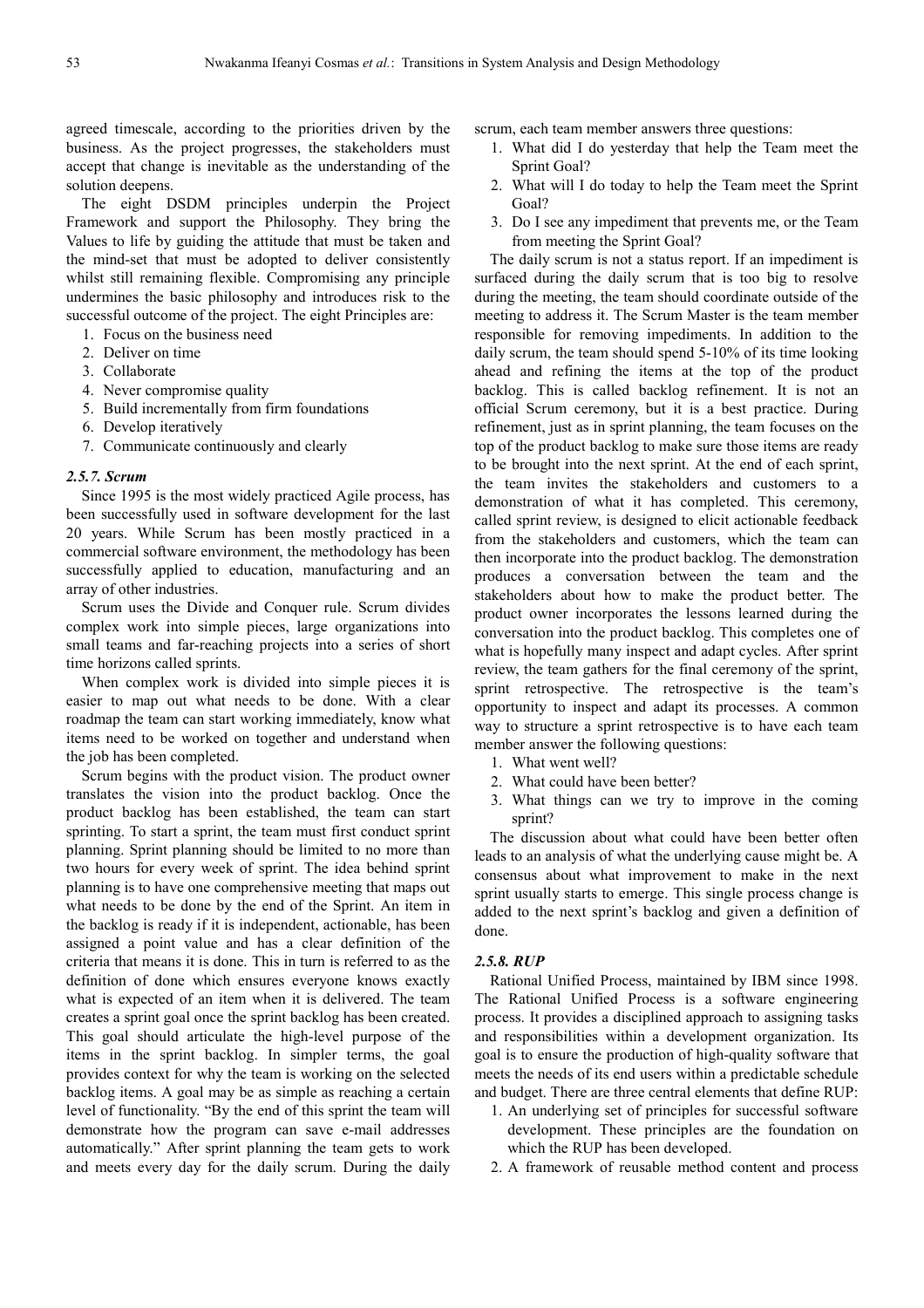agreed timescale, according to the priorities driven by the business. As the project progresses, the stakeholders must accept that change is inevitable as the understanding of the solution deepens.

The eight DSDM principles underpin the Project Framework and support the Philosophy. They bring the Values to life by guiding the attitude that must be taken and the mind-set that must be adopted to deliver consistently whilst still remaining flexible. Compromising any principle undermines the basic philosophy and introduces risk to the successful outcome of the project. The eight Principles are:

1. Focus on the business need
2. Deliver on time
3. Collaborate
4. Never compromise quality
5. Build incrementally from firm foundations
6. Develop iteratively
7. Communicate continuously and clearly

### *2.5.7. Scrum*

Since 1995 is the most widely practiced Agile process, has been successfully used in software development for the last 20 years. While Scrum has been mostly practiced in a commercial software environment, the methodology has been successfully applied to education, manufacturing and an array of other industries.

Scrum uses the Divide and Conquer rule. Scrum divides complex work into simple pieces, large organizations into small teams and far-reaching projects into a series of short time horizons called sprints.

When complex work is divided into simple pieces it is easier to map out what needs to be done. With a clear roadmap the team can start working immediately, know what items need to be worked on together and understand when the job has been completed.

Scrum begins with the product vision. The product owner translates the vision into the product backlog. Once the product backlog has been established, the team can start sprinting. To start a sprint, the team must first conduct sprint planning. Sprint planning should be limited to no more than two hours for every week of sprint. The idea behind sprint planning is to have one comprehensive meeting that maps out what needs to be done by the end of the Sprint. An item in the backlog is ready if it is independent, actionable, has been assigned a point value and has a clear definition of the criteria that means it is done. This in turn is referred to as the definition of done which ensures everyone knows exactly what is expected of an item when it is delivered. The team creates a sprint goal once the sprint backlog has been created. This goal should articulate the high-level purpose of the items in the sprint backlog. In simpler terms, the goal provides context for why the team is working on the selected backlog items. A goal may be as simple as reaching a certain level of functionality. "By the end of this sprint the team will demonstrate how the program can save e-mail addresses automatically." After sprint planning the team gets to work and meets every day for the daily scrum. During the daily scrum, each team member answers three questions:

1. What did I do yesterday that help the Team meet the Sprint Goal?
2. What will I do today to help the Team meet the Sprint Goal?
3. Do I see any impediment that prevents me, or the Team from meeting the Sprint Goal?

The daily scrum is not a status report. If an impediment is surfaced during the daily scrum that is too big to resolve during the meeting, the team should coordinate outside of the meeting to address it. The Scrum Master is the team member responsible for removing impediments. In addition to the daily scrum, the team should spend 5-10% of its time looking ahead and refining the items at the top of the product backlog. This is called backlog refinement. It is not an official Scrum ceremony, but it is a best practice. During refinement, just as in sprint planning, the team focuses on the top of the product backlog to make sure those items are ready to be brought into the next sprint. At the end of each sprint, the team invites the stakeholders and customers to a demonstration of what it has completed. This ceremony, called sprint review, is designed to elicit actionable feedback from the stakeholders and customers, which the team can then incorporate into the product backlog. The demonstration produces a conversation between the team and the stakeholders about how to make the product better. The product owner incorporates the lessons learned during the conversation into the product backlog. This completes one of what is hopefully many inspect and adapt cycles. After sprint review, the team gathers for the final ceremony of the sprint, sprint retrospective. The retrospective is the team's opportunity to inspect and adapt its processes. A common way to structure a sprint retrospective is to have each team member answer the following questions:

1. What went well?
2. What could have been better?
3. What things can we try to improve in the coming sprint?

The discussion about what could have been better often leads to an analysis of what the underlying cause might be. A consensus about what improvement to make in the next sprint usually starts to emerge. This single process change is added to the next sprint's backlog and given a definition of done.

### *2.5.8. RUP*

Rational Unified Process, maintained by IBM since 1998. The Rational Unified Process is a software engineering process. It provides a disciplined approach to assigning tasks and responsibilities within a development organization. Its goal is to ensure the production of high-quality software that meets the needs of its end users within a predictable schedule and budget. There are three central elements that define RUP:

1. An underlying set of principles for successful software development. These principles are the foundation on which the RUP has been developed.
2. A framework of reusable method content and process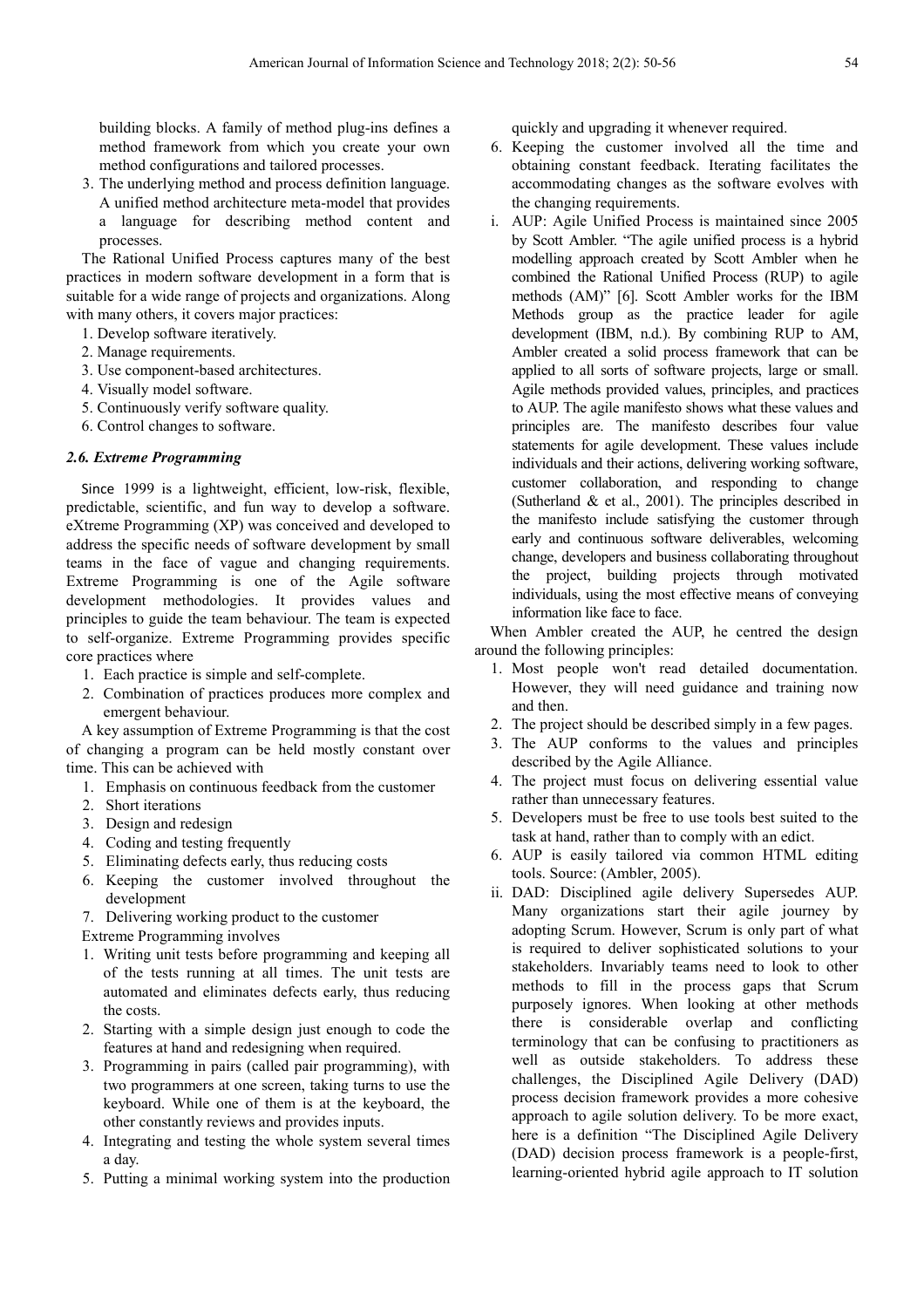building blocks. A family of method plug-ins defines a method framework from which you create your own method configurations and tailored processes.

3. The underlying method and process definition language. A unified method architecture meta-model that provides a language for describing method content and processes.

The Rational Unified Process captures many of the best practices in modern software development in a form that is suitable for a wide range of projects and organizations. Along with many others, it covers major practices:

1. Develop software iteratively.
2. Manage requirements.
3. Use component-based architectures.
4. Visually model software.
5. Continuously verify software quality.
6. Control changes to software.

### *2.6. Extreme Programming*

Since 1999 is a lightweight, efficient, low-risk, flexible, predictable, scientific, and fun way to develop a software. eXtreme Programming (XP) was conceived and developed to address the specific needs of software development by small teams in the face of vague and changing requirements. Extreme Programming is one of the Agile software development methodologies. It provides values and principles to guide the team behaviour. The team is expected to self-organize. Extreme Programming provides specific core practices where

1. Each practice is simple and self-complete.
2. Combination of practices produces more complex and emergent behaviour.

A key assumption of Extreme Programming is that the cost of changing a program can be held mostly constant over time. This can be achieved with

1. Emphasis on continuous feedback from the customer
2. Short iterations
3. Design and redesign
4. Coding and testing frequently
5. Eliminating defects early, thus reducing costs
6. Keeping the customer involved throughout the development
7. Delivering working product to the customer

Extreme Programming involves

1. Writing unit tests before programming and keeping all of the tests running at all times. The unit tests are automated and eliminates defects early, thus reducing the costs.
2. Starting with a simple design just enough to code the features at hand and redesigning when required.
3. Programming in pairs (called pair programming), with two programmers at one screen, taking turns to use the keyboard. While one of them is at the keyboard, the other constantly reviews and provides inputs.
4. Integrating and testing the whole system several times a day.
5. Putting a minimal working system into the production quickly and upgrading it whenever required.
6. Keeping the customer involved all the time and obtaining constant feedback. Iterating facilitates the accommodating changes as the software evolves with the changing requirements.

i. AUP: Agile Unified Process is maintained since 2005 by Scott Ambler. "The agile unified process is a hybrid modelling approach created by Scott Ambler when he combined the Rational Unified Process (RUP) to agile methods (AM)" [6]. Scott Ambler works for the IBM Methods group as the practice leader for agile development (IBM, n.d.). By combining RUP to AM, Ambler created a solid process framework that can be applied to all sorts of software projects, large or small. Agile methods provided values, principles, and practices to AUP. The agile manifesto shows what these values and principles are. The manifesto describes four value statements for agile development. These values include individuals and their actions, delivering working software, customer collaboration, and responding to change (Sutherland & et al., 2001). The principles described in the manifesto include satisfying the customer through early and continuous software deliverables, welcoming change, developers and business collaborating throughout the project, building projects through motivated individuals, using the most effective means of conveying information like face to face.

When Ambler created the AUP, he centred the design around the following principles:

1. Most people won't read detailed documentation. However, they will need guidance and training now and then.
2. The project should be described simply in a few pages.
3. The AUP conforms to the values and principles described by the Agile Alliance.
4. The project must focus on delivering essential value rather than unnecessary features.
5. Developers must be free to use tools best suited to the task at hand, rather than to comply with an edict.
6. AUP is easily tailored via common HTML editing tools. Source: (Ambler, 2005).

ii. DAD: Disciplined agile delivery Supersedes AUP. Many organizations start their agile journey by adopting Scrum. However, Scrum is only part of what is required to deliver sophisticated solutions to your stakeholders. Invariably teams need to look to other methods to fill in the process gaps that Scrum purposely ignores. When looking at other methods there is considerable overlap and conflicting terminology that can be confusing to practitioners as well as outside stakeholders. To address these challenges, the Disciplined Agile Delivery (DAD) process decision framework provides a more cohesive approach to agile solution delivery. To be more exact, here is a definition "The Disciplined Agile Delivery (DAD) decision process framework is a people-first, learning-oriented hybrid agile approach to IT solution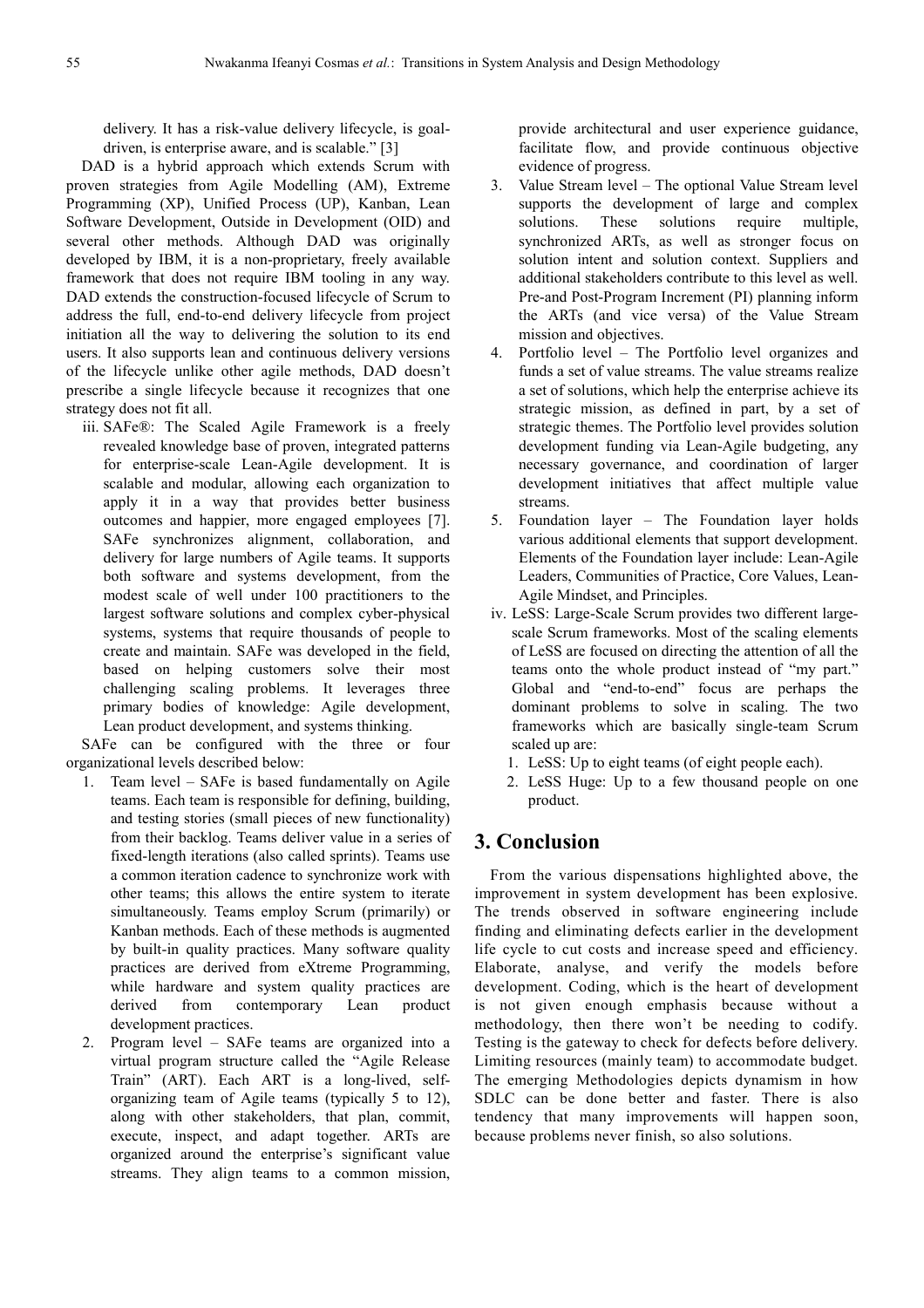delivery. It has a risk-value delivery lifecycle, is goal-driven, is enterprise aware, and is scalable." [3]

DAD is a hybrid approach which extends Scrum with proven strategies from Agile Modelling (AM), Extreme Programming (XP), Unified Process (UP), Kanban, Lean Software Development, Outside in Development (OID) and several other methods. Although DAD was originally developed by IBM, it is a non-proprietary, freely available framework that does not require IBM tooling in any way. DAD extends the construction-focused lifecycle of Scrum to address the full, end-to-end delivery lifecycle from project initiation all the way to delivering the solution to its end users. It also supports lean and continuous delivery versions of the lifecycle unlike other agile methods, DAD doesn't prescribe a single lifecycle because it recognizes that one strategy does not fit all.

iii. SAFe®: The Scaled Agile Framework is a freely revealed knowledge base of proven, integrated patterns for enterprise-scale Lean-Agile development. It is scalable and modular, allowing each organization to apply it in a way that provides better business outcomes and happier, more engaged employees [7]. SAFe synchronizes alignment, collaboration, and delivery for large numbers of Agile teams. It supports both software and systems development, from the modest scale of well under 100 practitioners to the largest software solutions and complex cyber-physical systems, systems that require thousands of people to create and maintain. SAFe was developed in the field, based on helping customers solve their most challenging scaling problems. It leverages three primary bodies of knowledge: Agile development, Lean product development, and systems thinking.

SAFe can be configured with the three or four organizational levels described below:

1. Team level – SAFe is based fundamentally on Agile teams. Each team is responsible for defining, building, and testing stories (small pieces of new functionality) from their backlog. Teams deliver value in a series of fixed-length iterations (also called sprints). Teams use a common iteration cadence to synchronize work with other teams; this allows the entire system to iterate simultaneously. Teams employ Scrum (primarily) or Kanban methods. Each of these methods is augmented by built-in quality practices. Many software quality practices are derived from eXtreme Programming, while hardware and system quality practices are derived from contemporary Lean product development practices.
2. Program level – SAFe teams are organized into a virtual program structure called the "Agile Release Train" (ART). Each ART is a long-lived, self-organizing team of Agile teams (typically 5 to 12), along with other stakeholders, that plan, commit, execute, inspect, and adapt together. ARTs are organized around the enterprise's significant value streams. They align teams to a common mission, provide architectural and user experience guidance, facilitate flow, and provide continuous objective evidence of progress.
3. Value Stream level – The optional Value Stream level supports the development of large and complex solutions. These solutions require multiple, synchronized ARTs, as well as stronger focus on solution intent and solution context. Suppliers and additional stakeholders contribute to this level as well. Pre-and Post-Program Increment (PI) planning inform the ARTs (and vice versa) of the Value Stream mission and objectives.
4. Portfolio level – The Portfolio level organizes and funds a set of value streams. The value streams realize a set of solutions, which help the enterprise achieve its strategic mission, as defined in part, by a set of strategic themes. The Portfolio level provides solution development funding via Lean-Agile budgeting, any necessary governance, and coordination of larger development initiatives that affect multiple value streams.
5. Foundation layer – The Foundation layer holds various additional elements that support development. Elements of the Foundation layer include: Lean-Agile Leaders, Communities of Practice, Core Values, Lean-Agile Mindset, and Principles.

iv. LeSS: Large-Scale Scrum provides two different large-scale Scrum frameworks. Most of the scaling elements of LeSS are focused on directing the attention of all the teams onto the whole product instead of "my part." Global and "end-to-end" focus are perhaps the dominant problems to solve in scaling. The two frameworks which are basically single-team Scrum scaled up are:

1. LeSS: Up to eight teams (of eight people each).
2. LeSS Huge: Up to a few thousand people on one product.

## 3. Conclusion

From the various dispensations highlighted above, the improvement in system development has been explosive. The trends observed in software engineering include finding and eliminating defects earlier in the development life cycle to cut costs and increase speed and efficiency. Elaborate, analyse, and verify the models before development. Coding, which is the heart of development is not given enough emphasis because without a methodology, then there won't be needing to codify. Testing is the gateway to check for defects before delivery. Limiting resources (mainly team) to accommodate budget. The emerging Methodologies depicts dynamism in how SDLC can be done better and faster. There is also tendency that many improvements will happen soon, because problems never finish, so also solutions.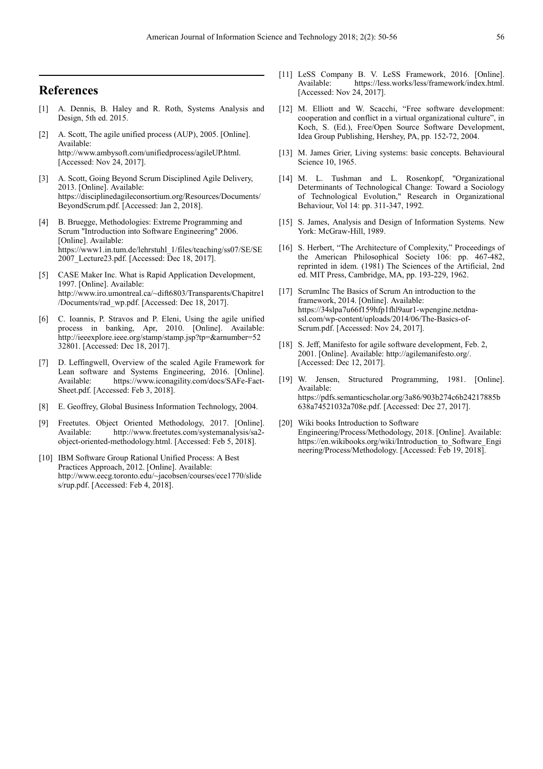## References

[1] A. Dennis, B. Haley and R. Roth, Systems Analysis and Design, 5th ed. 2015.

[2] A. Scott, The agile unified process (AUP), 2005. [Online]. Available: http://www.ambysoft.com/unifiedprocess/agileUP.html. [Accessed: Nov 24, 2017].

[3] A. Scott, Going Beyond Scrum Disciplined Agile Delivery, 2013. [Online]. Available: https://disciplinedagileconsortium.org/Resources/Documents/BeyondScrum.pdf. [Accessed: Jan 2, 2018].

[4] B. Bruegge, Methodologies: Extreme Programming and Scrum "Introduction into Software Engineering" 2006. [Online]. Available: https://www1.in.tum.de/lehrstuhl_1/files/teaching/ss07/SE/SE2007_Lecture23.pdf. [Accessed: Dec 18, 2017].

[5] CASE Maker Inc. What is Rapid Application Development, 1997. [Online]. Available: http://www.iro.umontreal.ca/~dift6803/Transparents/Chapitre1/Documents/rad_wp.pdf. [Accessed: Dec 18, 2017].

[6] C. Ioannis, P. Stravos and P. Eleni, Using the agile unified process in banking, Apr, 2010. [Online]. Available: http://ieeexplore.ieee.org/stamp/stamp.jsp?tp=&arnumber=5232801. [Accessed: Dec 18, 2017].

[7] D. Leffingwell, Overview of the scaled Agile Framework for Lean software and Systems Engineering, 2016. [Online]. Available: https://www.iconagility.com/docs/SAFe-Fact-Sheet.pdf. [Accessed: Feb 3, 2018].

[8] E. Geoffrey, Global Business Information Technology, 2004.

[9] Freetutes. Object Oriented Methodology, 2017. [Online]. Available: http://www.freetutes.com/systemanalysis/sa2-object-oriented-methodology.html. [Accessed: Feb 5, 2018].

[10] IBM Software Group Rational Unified Process: A Best Practices Approach, 2012. [Online]. Available: http://www.eecg.toronto.edu/~jacobsen/courses/ece1770/slides/rup.pdf. [Accessed: Feb 4, 2018].

[11] LeSS Company B. V. LeSS Framework, 2016. [Online]. Available: https://less.works/less/framework/index.html. [Accessed: Nov 24, 2017].

[12] M. Elliott and W. Scacchi, "Free software development: cooperation and conflict in a virtual organizational culture", in Koch, S. (Ed.), Free/Open Source Software Development, Idea Group Publishing, Hershey, PA, pp. 152-72, 2004.

[13] M. James Grier, Living systems: basic concepts. Behavioural Science 10, 1965.

[14] M. L. Tushman and L. Rosenkopf, "Organizational Determinants of Technological Change: Toward a Sociology of Technological Evolution," Research in Organizational Behaviour, Vol 14: pp. 311-347, 1992.

[15] S. James, Analysis and Design of Information Systems. New York: McGraw-Hill, 1989.

[16] S. Herbert, "The Architecture of Complexity," Proceedings of the American Philosophical Society 106: pp. 467-482, reprinted in idem. (1981) The Sciences of the Artificial, 2nd ed. MIT Press, Cambridge, MA, pp. 193-229, 1962.

[17] ScrumInc The Basics of Scrum An introduction to the framework, 2014. [Online]. Available: https://34slpa7u66f159hfp1fhl9aur1-wpengine.netdna-ssl.com/wp-content/uploads/2014/06/The-Basics-of-Scrum.pdf. [Accessed: Nov 24, 2017].

[18] S. Jeff, Manifesto for agile software development, Feb. 2, 2001. [Online]. Available: http://agilemanifesto.org/. [Accessed: Dec 12, 2017].

[19] W. Jensen, Structured Programming, 1981. [Online]. Available: https://pdfs.semanticscholar.org/3a86/903b274c6b24217885b638a74521032a708e.pdf. [Accessed: Dec 27, 2017].

[20] Wiki books Introduction to Software Engineering/Process/Methodology, 2018. [Online]. Available: https://en.wikibooks.org/wiki/Introduction_to_Software_Engineering/Process/Methodology. [Accessed: Feb 19, 2018].